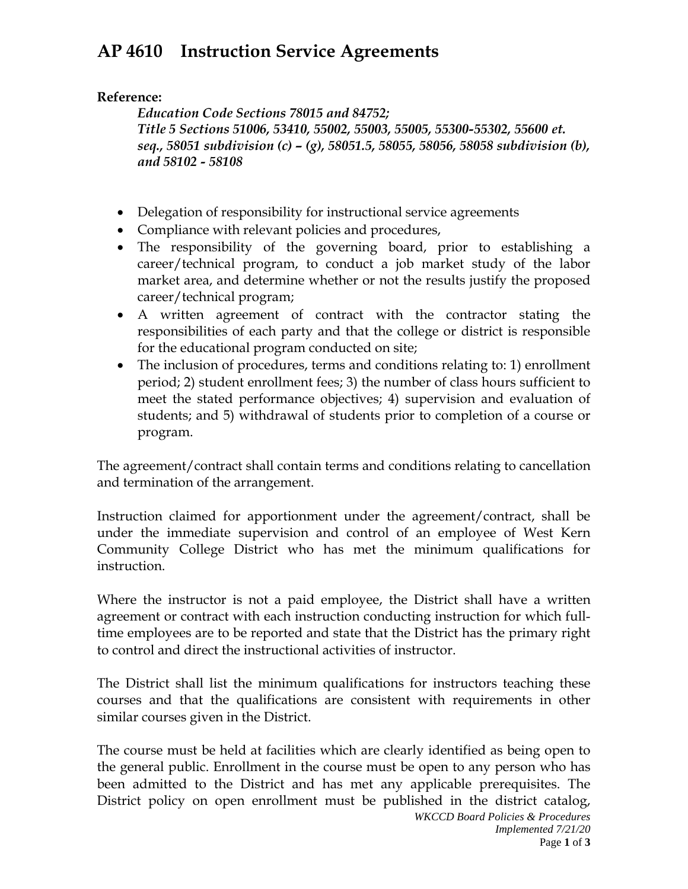# AP 4610 Instruction Service Agreements

**Reference:**

***Education Code Sections 78015 and 84752;***
***Title 5 Sections 51006, 53410, 55002, 55003, 55005, 55300-55302, 55600 et. seq., 58051 subdivision (c) – (g), 58051.5, 58055, 58056, 58058 subdivision (b), and 58102 - 58108***

- Delegation of responsibility for instructional service agreements
- Compliance with relevant policies and procedures,
- The responsibility of the governing board, prior to establishing a career/technical program, to conduct a job market study of the labor market area, and determine whether or not the results justify the proposed career/technical program;
- A written agreement of contract with the contractor stating the responsibilities of each party and that the college or district is responsible for the educational program conducted on site;
- The inclusion of procedures, terms and conditions relating to: 1) enrollment period; 2) student enrollment fees; 3) the number of class hours sufficient to meet the stated performance objectives; 4) supervision and evaluation of students; and 5) withdrawal of students prior to completion of a course or program.

The agreement/contract shall contain terms and conditions relating to cancellation and termination of the arrangement.

Instruction claimed for apportionment under the agreement/contract, shall be under the immediate supervision and control of an employee of West Kern Community College District who has met the minimum qualifications for instruction.

Where the instructor is not a paid employee, the District shall have a written agreement or contract with each instruction conducting instruction for which full-time employees are to be reported and state that the District has the primary right to control and direct the instructional activities of instructor.

The District shall list the minimum qualifications for instructors teaching these courses and that the qualifications are consistent with requirements in other similar courses given in the District.

The course must be held at facilities which are clearly identified as being open to the general public. Enrollment in the course must be open to any person who has been admitted to the District and has met any applicable prerequisites. The District policy on open enrollment must be published in the district catalog,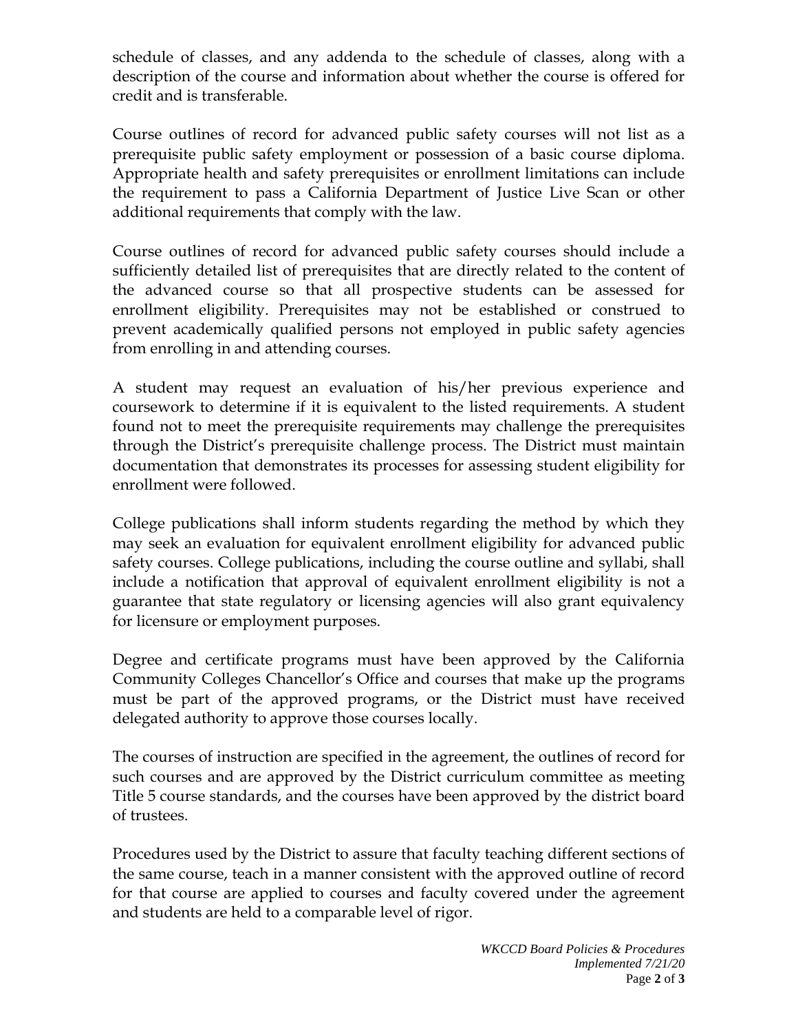schedule of classes, and any addenda to the schedule of classes, along with a description of the course and information about whether the course is offered for credit and is transferable.

Course outlines of record for advanced public safety courses will not list as a prerequisite public safety employment or possession of a basic course diploma. Appropriate health and safety prerequisites or enrollment limitations can include the requirement to pass a California Department of Justice Live Scan or other additional requirements that comply with the law.

Course outlines of record for advanced public safety courses should include a sufficiently detailed list of prerequisites that are directly related to the content of the advanced course so that all prospective students can be assessed for enrollment eligibility. Prerequisites may not be established or construed to prevent academically qualified persons not employed in public safety agencies from enrolling in and attending courses.

A student may request an evaluation of his/her previous experience and coursework to determine if it is equivalent to the listed requirements. A student found not to meet the prerequisite requirements may challenge the prerequisites through the District's prerequisite challenge process. The District must maintain documentation that demonstrates its processes for assessing student eligibility for enrollment were followed.

College publications shall inform students regarding the method by which they may seek an evaluation for equivalent enrollment eligibility for advanced public safety courses. College publications, including the course outline and syllabi, shall include a notification that approval of equivalent enrollment eligibility is not a guarantee that state regulatory or licensing agencies will also grant equivalency for licensure or employment purposes.

Degree and certificate programs must have been approved by the California Community Colleges Chancellor's Office and courses that make up the programs must be part of the approved programs, or the District must have received delegated authority to approve those courses locally.

The courses of instruction are specified in the agreement, the outlines of record for such courses and are approved by the District curriculum committee as meeting Title 5 course standards, and the courses have been approved by the district board of trustees.

Procedures used by the District to assure that faculty teaching different sections of the same course, teach in a manner consistent with the approved outline of record for that course are applied to courses and faculty covered under the agreement and students are held to a comparable level of rigor.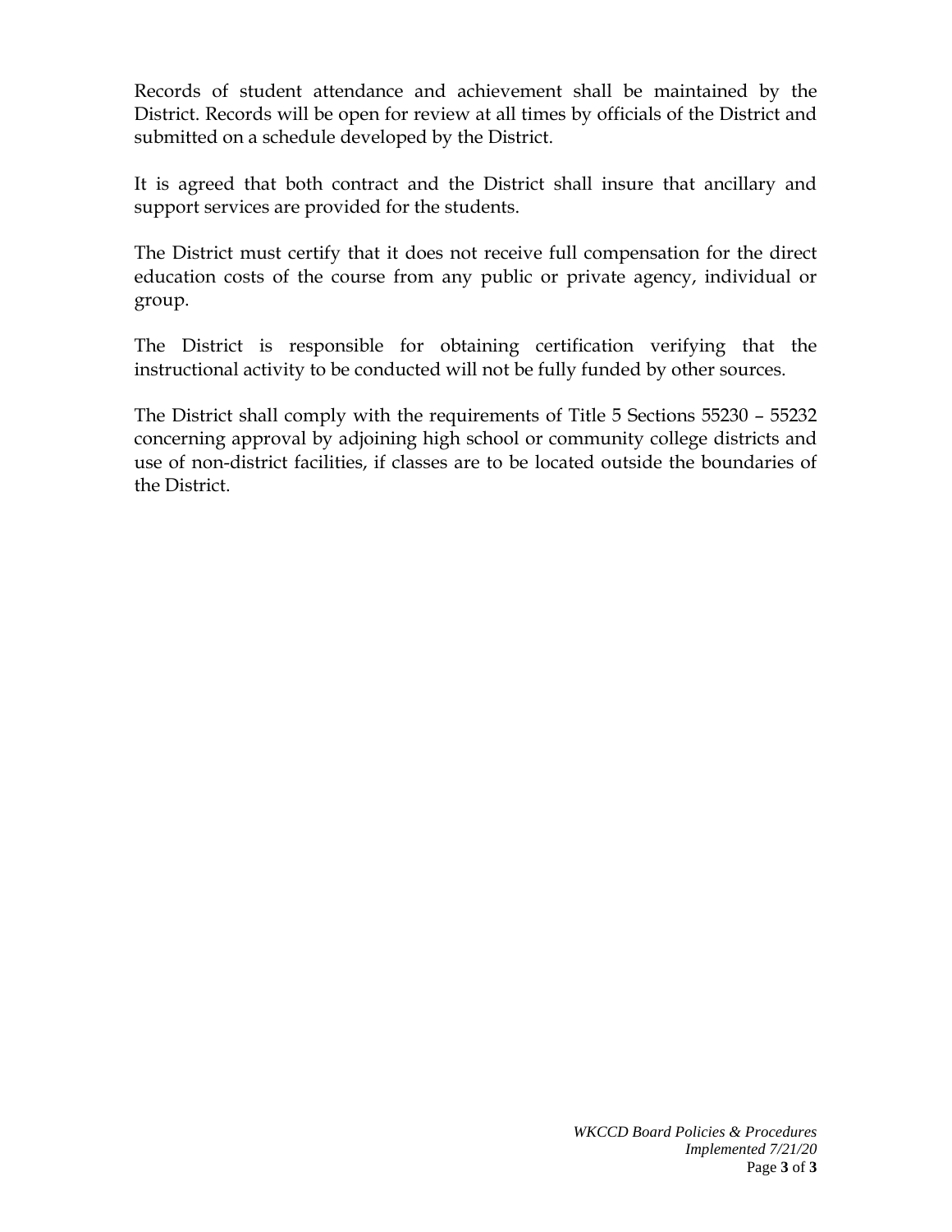Records of student attendance and achievement shall be maintained by the District. Records will be open for review at all times by officials of the District and submitted on a schedule developed by the District.

It is agreed that both contract and the District shall insure that ancillary and support services are provided for the students.

The District must certify that it does not receive full compensation for the direct education costs of the course from any public or private agency, individual or group.

The District is responsible for obtaining certification verifying that the instructional activity to be conducted will not be fully funded by other sources.

The District shall comply with the requirements of Title 5 Sections 55230 – 55232 concerning approval by adjoining high school or community college districts and use of non-district facilities, if classes are to be located outside the boundaries of the District.